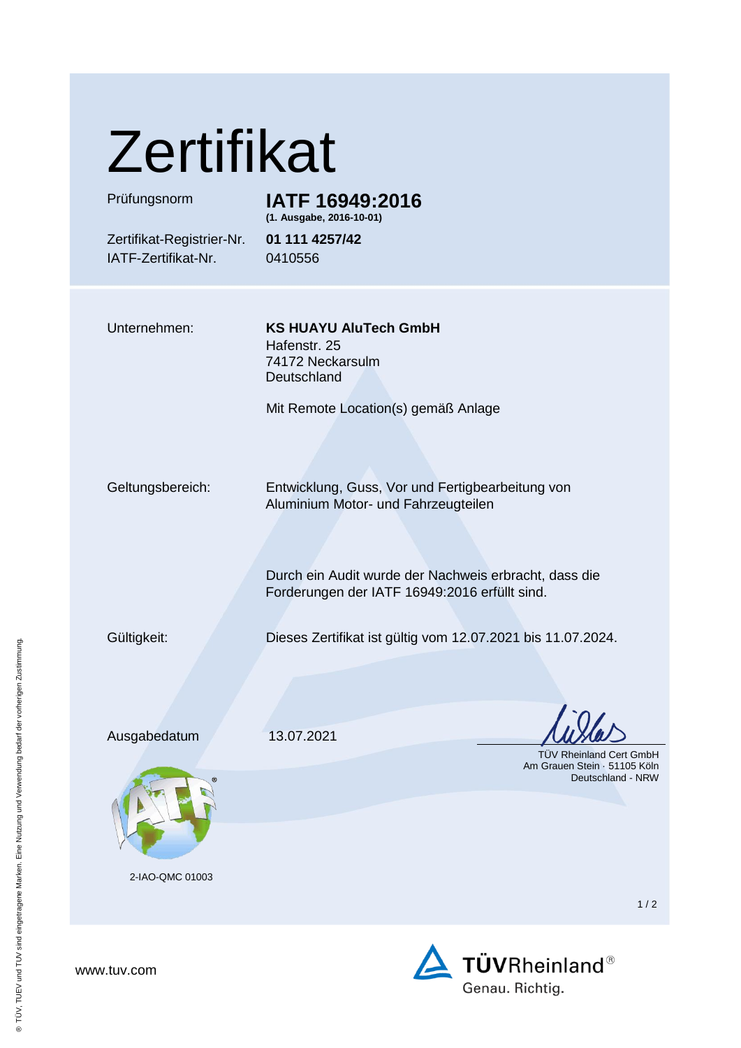# Zertifikat

| | |
|---|---|
| Prüfungsnorm | **IATF 16949:2016** **(1. Ausgabe, 2016-10-01)** |
| Zertifikat-Registrier-Nr. | **01 111 4257/42** |
| IATF-Zertifikat-Nr. | 0410556 |

Unternehmen: **KS HUAYU AluTech GmbH**
Hafenstr. 25
74172 Neckarsulm
Deutschland

Mit Remote Location(s) gemäß Anlage

Geltungsbereich: Entwicklung, Guss, Vor und Fertigbearbeitung von Aluminium Motor- und Fahrzeugteilen

Durch ein Audit wurde der Nachweis erbracht, dass die Forderungen der IATF 16949:2016 erfüllt sind.

Gültigkeit: Dieses Zertifikat ist gültig vom 12.07.2021 bis 11.07.2024.

Ausgabedatum 13.07.2021

TÜV Rheinland Cert GmbH
Am Grauen Stein · 51105 Köln
Deutschland - NRW

2-IAO-QMC 01003

www.tuv.com

TÜVRheinland®
Genau. Richtig.

® TÜV, TUEV und TUV sind eingetragene Marken. Eine Nutzung und Verwendung bedarf der vorherigen Zustimmung.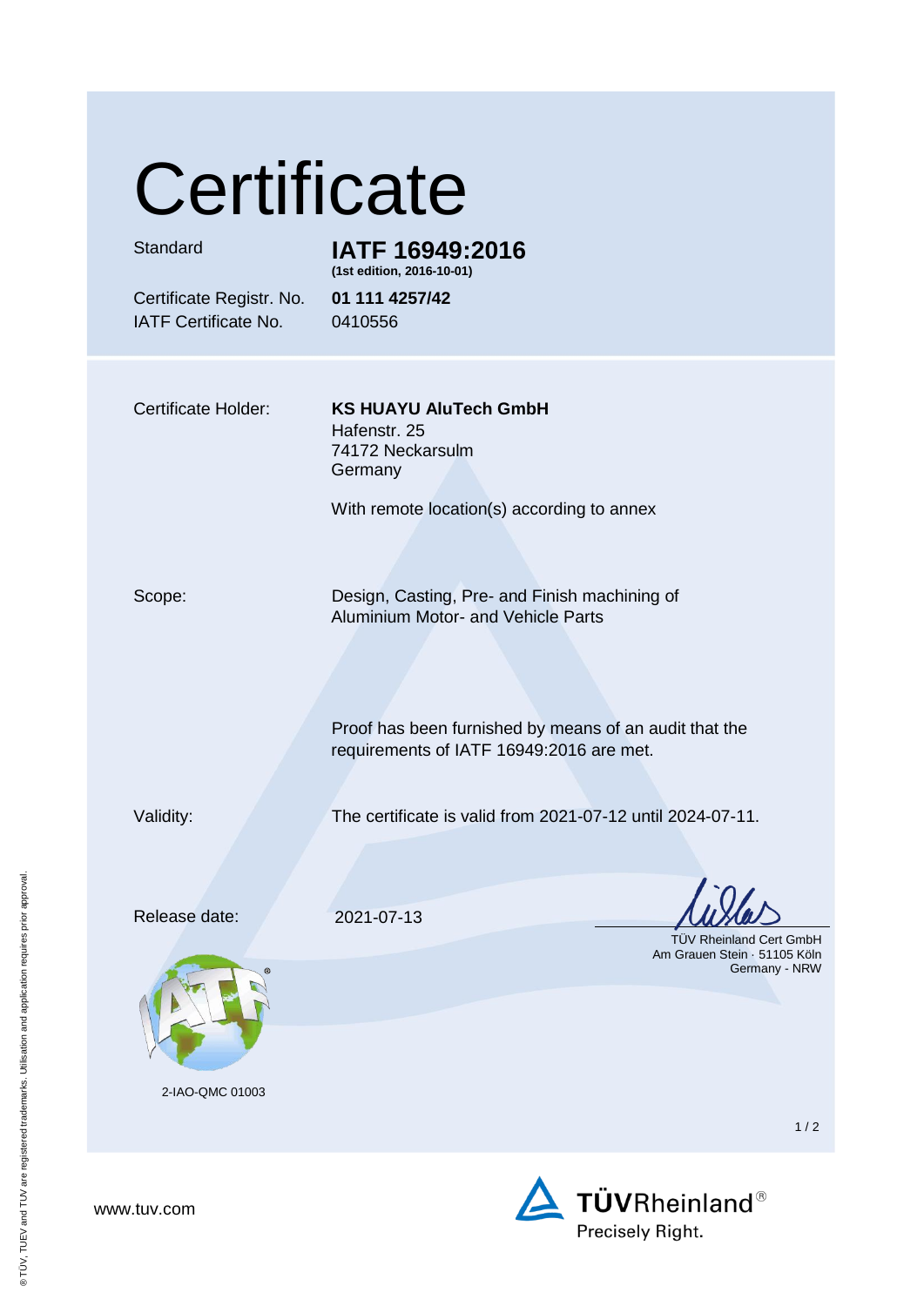# Certificate

| | |
|---|---|
| Standard | **IATF 16949:2016** **(1st edition, 2016-10-01)** |
| Certificate Registr. No. | **01 111 4257/42** |
| IATF Certificate No. | 0410556 |

Certificate Holder: **KS HUAYU AluTech GmbH**
Hafenstr. 25
74172 Neckarsulm
Germany

With remote location(s) according to annex

Scope: Design, Casting, Pre- and Finish machining of Aluminium Motor- and Vehicle Parts

Proof has been furnished by means of an audit that the requirements of IATF 16949:2016 are met.

Validity: The certificate is valid from 2021-07-12 until 2024-07-11.

Release date: 2021-07-13

TÜV Rheinland Cert GmbH
Am Grauen Stein · 51105 Köln
Germany - NRW

2-IAO-QMC 01003

www.tuv.com

TÜVRheinland®
Precisely Right.

® TÜV, TUEV and TUV are registered trademarks. Utilisation and application requires prior approval.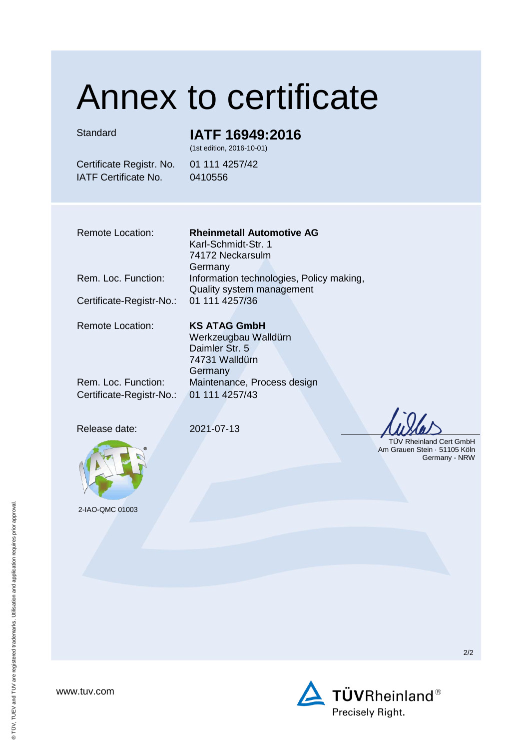# Annex to certificate

Standard **IATF 16949:2016**
(1st edition, 2016-10-01)

Certificate Registr. No. 01 111 4257/42
IATF Certificate No. 0410556

Remote Location: **Rheinmetall Automotive AG**
Karl-Schmidt-Str. 1
74172 Neckarsulm
Germany

Rem. Loc. Function: Information technologies, Policy making, Quality system management

Certificate-Registr-No.: 01 111 4257/36

Remote Location: **KS ATAG GmbH**
Werkzeugbau Walldürn
Daimler Str. 5
74731 Walldürn
Germany

Rem. Loc. Function: Maintenance, Process design

Certificate-Registr-No.: 01 111 4257/43

Release date: 2021-07-13

TÜV Rheinland Cert GmbH
Am Grauen Stein · 51105 Köln
Germany - NRW

2-IAO-QMC 01003

www.tuv.com

TÜVRheinland®
Precisely Right.

® TÜV, TUEV and TUV are registered trademarks. Utilisation and application requires prior approval.